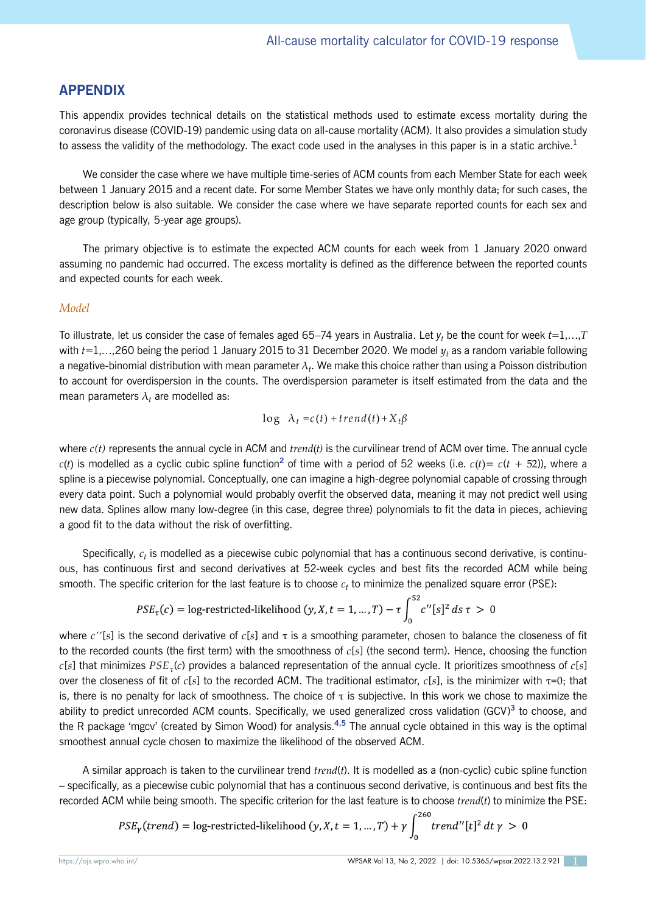## APPENDIX

This appendix provides technical details on the statistical methods used to estimate excess mortality during the coronavirus disease (COVID-19) pandemic using data on all-cause mortality (ACM). It also provides a simulation study to assess the validity of the methodology. The exact code used in the analyses in this paper is in a static archive.[1]

We consider the case where we have multiple time-series of ACM counts from each Member State for each week between 1 January 2015 and a recent date. For some Member States we have only monthly data; for such cases, the description below is also suitable. We consider the case where we have separate reported counts for each sex and age group (typically, 5-year age groups).

The primary objective is to estimate the expected ACM counts for each week from 1 January 2020 onward assuming no pandemic had occurred. The excess mortality is defined as the difference between the reported counts and expected counts for each week.

### *Model*

To illustrate, let us consider the case of females aged 65–74 years in Australia. Let $y_t$ be the count for week $t$=1,…,$T$ with $t$=1,…,260 being the period 1 January 2015 to 31 December 2020. We model $y_t$ as a random variable following a negative-binomial distribution with mean parameter $\lambda_t$. We make this choice rather than using a Poisson distribution to account for overdispersion in the counts. The overdispersion parameter is itself estimated from the data and the mean parameters $\lambda_t$ are modelled as:

$$\log \ \lambda_t = c(t) + trend(t) + X_t\beta$$

where $c(t)$ represents the annual cycle in ACM and $trend(t)$ is the curvilinear trend of ACM over time. The annual cycle $c(t)$ is modelled as a cyclic cubic spline function[2] of time with a period of 52 weeks (i.e. $c(t)= c(t + 52)$), where a spline is a piecewise polynomial. Conceptually, one can imagine a high-degree polynomial capable of crossing through every data point. Such a polynomial would probably overfit the observed data, meaning it may not predict well using new data. Splines allow many low-degree (in this case, degree three) polynomials to fit the data in pieces, achieving a good fit to the data without the risk of overfitting.

Specifically, $c_t$ is modelled as a piecewise cubic polynomial that has a continuous second derivative, is continuous, has continuous first and second derivatives at 52-week cycles and best fits the recorded ACM while being smooth. The specific criterion for the last feature is to choose $c_t$ to minimize the penalized square error (PSE):

$$PSE_\tau(c) = \text{log-restricted-likelihood}\,(y, X, t = 1, \ldots, T) - \tau \int_0^{52} c''[s]^2 \, ds \ \tau \ > \ 0$$

where $c''[s]$ is the second derivative of $c[s]$ and $\tau$ is a smoothing parameter, chosen to balance the closeness of fit to the recorded counts (the first term) with the smoothness of $c[s]$ (the second term). Hence, choosing the function $c[s]$ that minimizes $PSE_\tau(c)$ provides a balanced representation of the annual cycle. It prioritizes smoothness of $c[s]$ over the closeness of fit of $c[s]$ to the recorded ACM. The traditional estimator, $c[s]$, is the minimizer with $\tau$=0; that is, there is no penalty for lack of smoothness. The choice of $\tau$ is subjective. In this work we chose to maximize the ability to predict unrecorded ACM counts. Specifically, we used generalized cross validation (GCV)[3] to choose, and the R package 'mgcv' (created by Simon Wood) for analysis.[4,5] The annual cycle obtained in this way is the optimal smoothest annual cycle chosen to maximize the likelihood of the observed ACM.

A similar approach is taken to the curvilinear trend $trend(t)$. It is modelled as a (non-cyclic) cubic spline function – specifically, as a piecewise cubic polynomial that has a continuous second derivative, is continuous and best fits the recorded ACM while being smooth. The specific criterion for the last feature is to choose $trend(t)$ to minimize the PSE:

$$PSE_\gamma(trend) = \text{log-restricted-likelihood}\,(y, X, t = 1, \ldots, T) + \gamma \int_0^{260} trend''[t]^2 \, dt \ \gamma \ > \ 0$$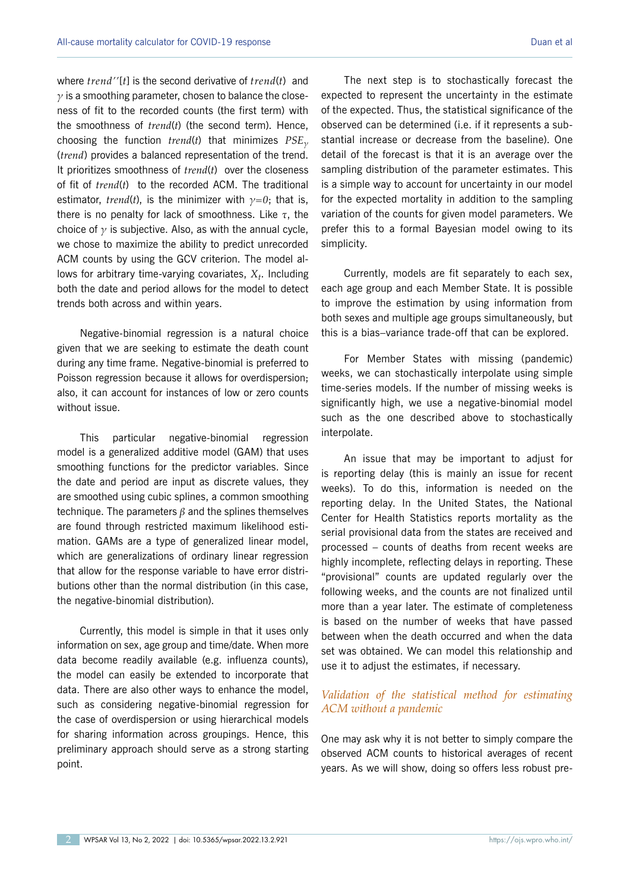where $trend''[t]$ is the second derivative of $trend(t)$ and $\gamma$ is a smoothing parameter, chosen to balance the closeness of fit to the recorded counts (the first term) with the smoothness of $trend(t)$ (the second term). Hence, choosing the function $trend(t)$ that minimizes $PSE_\gamma$ ($trend$) provides a balanced representation of the trend. It prioritizes smoothness of $trend(t)$ over the closeness of fit of $trend(t)$ to the recorded ACM. The traditional estimator, $trend(t)$, is the minimizer with $\gamma=0$; that is, there is no penalty for lack of smoothness. Like $\tau$, the choice of $\gamma$ is subjective. Also, as with the annual cycle, we chose to maximize the ability to predict unrecorded ACM counts by using the GCV criterion. The model allows for arbitrary time-varying covariates, $X_t$. Including both the date and period allows for the model to detect trends both across and within years.

Negative-binomial regression is a natural choice given that we are seeking to estimate the death count during any time frame. Negative-binomial is preferred to Poisson regression because it allows for overdispersion; also, it can account for instances of low or zero counts without issue.

This particular negative-binomial regression model is a generalized additive model (GAM) that uses smoothing functions for the predictor variables. Since the date and period are input as discrete values, they are smoothed using cubic splines, a common smoothing technique. The parameters $\beta$ and the splines themselves are found through restricted maximum likelihood estimation. GAMs are a type of generalized linear model, which are generalizations of ordinary linear regression that allow for the response variable to have error distributions other than the normal distribution (in this case, the negative-binomial distribution).

Currently, this model is simple in that it uses only information on sex, age group and time/date. When more data become readily available (e.g. influenza counts), the model can easily be extended to incorporate that data. There are also other ways to enhance the model, such as considering negative-binomial regression for the case of overdispersion or using hierarchical models for sharing information across groupings. Hence, this preliminary approach should serve as a strong starting point.

The next step is to stochastically forecast the expected to represent the uncertainty in the estimate of the expected. Thus, the statistical significance of the observed can be determined (i.e. if it represents a substantial increase or decrease from the baseline). One detail of the forecast is that it is an average over the sampling distribution of the parameter estimates. This is a simple way to account for uncertainty in our model for the expected mortality in addition to the sampling variation of the counts for given model parameters. We prefer this to a formal Bayesian model owing to its simplicity.

Currently, models are fit separately to each sex, each age group and each Member State. It is possible to improve the estimation by using information from both sexes and multiple age groups simultaneously, but this is a bias–variance trade-off that can be explored.

For Member States with missing (pandemic) weeks, we can stochastically interpolate using simple time-series models. If the number of missing weeks is significantly high, we use a negative-binomial model such as the one described above to stochastically interpolate.

An issue that may be important to adjust for is reporting delay (this is mainly an issue for recent weeks). To do this, information is needed on the reporting delay. In the United States, the National Center for Health Statistics reports mortality as the serial provisional data from the states are received and processed – counts of deaths from recent weeks are highly incomplete, reflecting delays in reporting. These "provisional" counts are updated regularly over the following weeks, and the counts are not finalized until more than a year later. The estimate of completeness is based on the number of weeks that have passed between when the death occurred and when the data set was obtained. We can model this relationship and use it to adjust the estimates, if necessary.

### *Validation of the statistical method for estimating ACM without a pandemic*

One may ask why it is not better to simply compare the observed ACM counts to historical averages of recent years. As we will show, doing so offers less robust pre-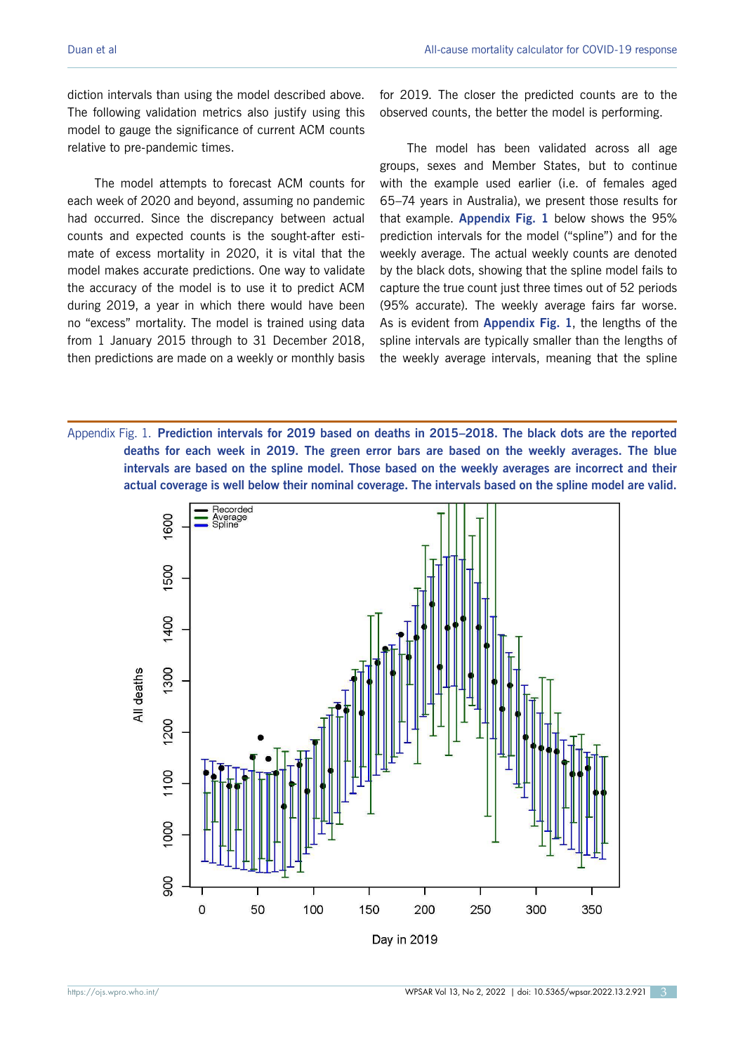diction intervals than using the model described above. The following validation metrics also justify using this model to gauge the significance of current ACM counts relative to pre-pandemic times.

The model attempts to forecast ACM counts for each week of 2020 and beyond, assuming no pandemic had occurred. Since the discrepancy between actual counts and expected counts is the sought-after estimate of excess mortality in 2020, it is vital that the model makes accurate predictions. One way to validate the accuracy of the model is to use it to predict ACM during 2019, a year in which there would have been no "excess" mortality. The model is trained using data from 1 January 2015 through to 31 December 2018, then predictions are made on a weekly or monthly basis for 2019. The closer the predicted counts are to the observed counts, the better the model is performing.

The model has been validated across all age groups, sexes and Member States, but to continue with the example used earlier (i.e. of females aged 65–74 years in Australia), we present those results for that example. **Appendix Fig. 1** below shows the 95% prediction intervals for the model ("spline") and for the weekly average. The actual weekly counts are denoted by the black dots, showing that the spline model fails to capture the true count just three times out of 52 periods (95% accurate). The weekly average fairs far worse. As is evident from **Appendix Fig. 1**, the lengths of the spline intervals are typically smaller than the lengths of the weekly average intervals, meaning that the spline

Appendix Fig. 1. **Prediction intervals for 2019 based on deaths in 2015–2018. The black dots are the reported deaths for each week in 2019. The green error bars are based on the weekly averages. The blue intervals are based on the spline model. Those based on the weekly averages are incorrect and their actual coverage is well below their nominal coverage. The intervals based on the spline model are valid.**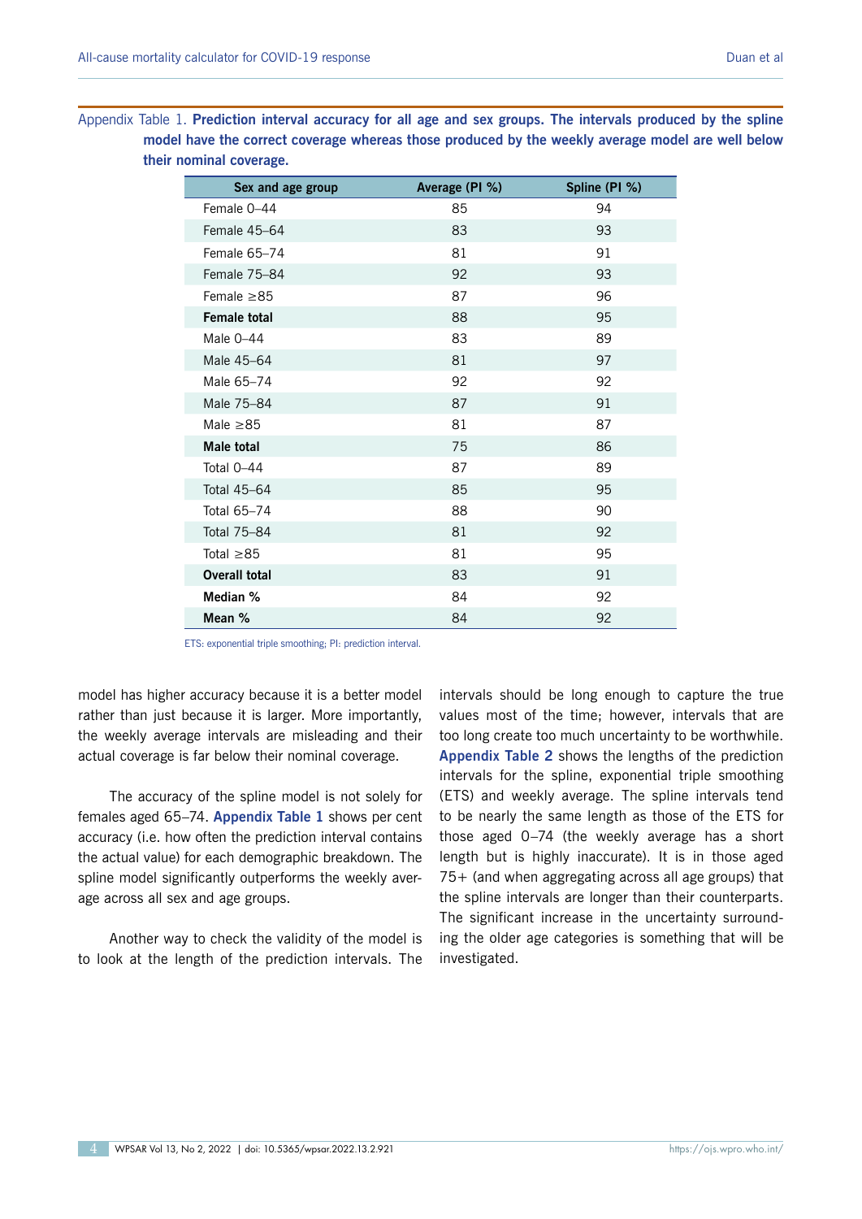Appendix Table 1. **Prediction interval accuracy for all age and sex groups. The intervals produced by the spline model have the correct coverage whereas those produced by the weekly average model are well below their nominal coverage.**

| Sex and age group | Average (PI %) | Spline (PI %) |
|---|---|---|
| Female 0–44 | 85 | 94 |
| Female 45–64 | 83 | 93 |
| Female 65–74 | 81 | 91 |
| Female 75–84 | 92 | 93 |
| Female ≥85 | 87 | 96 |
| **Female total** | 88 | 95 |
| Male 0–44 | 83 | 89 |
| Male 45–64 | 81 | 97 |
| Male 65–74 | 92 | 92 |
| Male 75–84 | 87 | 91 |
| Male ≥85 | 81 | 87 |
| **Male total** | 75 | 86 |
| Total 0–44 | 87 | 89 |
| Total 45–64 | 85 | 95 |
| Total 65–74 | 88 | 90 |
| Total 75–84 | 81 | 92 |
| Total ≥85 | 81 | 95 |
| **Overall total** | 83 | 91 |
| **Median %** | 84 | 92 |
| **Mean %** | 84 | 92 |

ETS: exponential triple smoothing; PI: prediction interval.

model has higher accuracy because it is a better model rather than just because it is larger. More importantly, the weekly average intervals are misleading and their actual coverage is far below their nominal coverage.

The accuracy of the spline model is not solely for females aged 65–74. **Appendix Table 1** shows per cent accuracy (i.e. how often the prediction interval contains the actual value) for each demographic breakdown. The spline model significantly outperforms the weekly average across all sex and age groups.

Another way to check the validity of the model is to look at the length of the prediction intervals. The intervals should be long enough to capture the true values most of the time; however, intervals that are too long create too much uncertainty to be worthwhile. **Appendix Table 2** shows the lengths of the prediction intervals for the spline, exponential triple smoothing (ETS) and weekly average. The spline intervals tend to be nearly the same length as those of the ETS for those aged 0–74 (the weekly average has a short length but is highly inaccurate). It is in those aged 75+ (and when aggregating across all age groups) that the spline intervals are longer than their counterparts. The significant increase in the uncertainty surrounding the older age categories is something that will be investigated.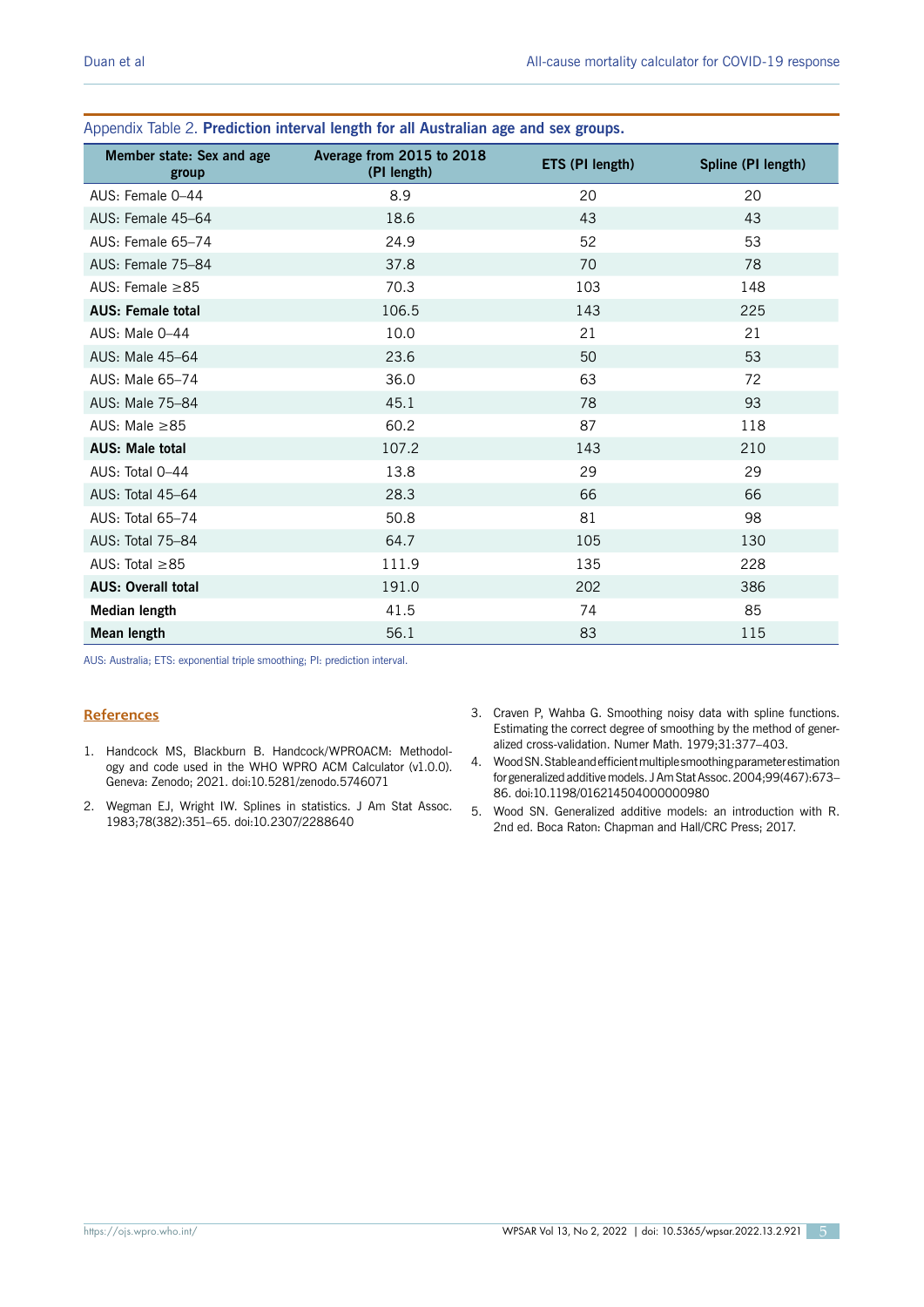Appendix Table 2. **Prediction interval length for all Australian age and sex groups.**

| Member state: Sex and age group | Average from 2015 to 2018 (PI length) | ETS (PI length) | Spline (PI length) |
|---|---|---|---|
| AUS: Female 0–44 | 8.9 | 20 | 20 |
| AUS: Female 45–64 | 18.6 | 43 | 43 |
| AUS: Female 65–74 | 24.9 | 52 | 53 |
| AUS: Female 75–84 | 37.8 | 70 | 78 |
| AUS: Female ≥85 | 70.3 | 103 | 148 |
| **AUS: Female total** | 106.5 | 143 | 225 |
| AUS: Male 0–44 | 10.0 | 21 | 21 |
| AUS: Male 45–64 | 23.6 | 50 | 53 |
| AUS: Male 65–74 | 36.0 | 63 | 72 |
| AUS: Male 75–84 | 45.1 | 78 | 93 |
| AUS: Male ≥85 | 60.2 | 87 | 118 |
| **AUS: Male total** | 107.2 | 143 | 210 |
| AUS: Total 0–44 | 13.8 | 29 | 29 |
| AUS: Total 45–64 | 28.3 | 66 | 66 |
| AUS: Total 65–74 | 50.8 | 81 | 98 |
| AUS: Total 75–84 | 64.7 | 105 | 130 |
| AUS: Total ≥85 | 111.9 | 135 | 228 |
| **AUS: Overall total** | 191.0 | 202 | 386 |
| **Median length** | 41.5 | 74 | 85 |
| **Mean length** | 56.1 | 83 | 115 |

AUS: Australia; ETS: exponential triple smoothing; PI: prediction interval.

## References

1. Handcock MS, Blackburn B. Handcock/WPROACM: Methodology and code used in the WHO WPRO ACM Calculator (v1.0.0). Geneva: Zenodo; 2021. doi:10.5281/zenodo.5746071
2. Wegman EJ, Wright IW. Splines in statistics. J Am Stat Assoc. 1983;78(382):351–65. doi:10.2307/2288640
3. Craven P, Wahba G. Smoothing noisy data with spline functions. Estimating the correct degree of smoothing by the method of generalized cross-validation. Numer Math. 1979;31:377–403.
4. Wood SN. Stable and efficient multiple smoothing parameter estimation for generalized additive models. J Am Stat Assoc. 2004;99(467):673–86. doi:10.1198/016214504000000980
5. Wood SN. Generalized additive models: an introduction with R. 2nd ed. Boca Raton: Chapman and Hall/CRC Press; 2017.